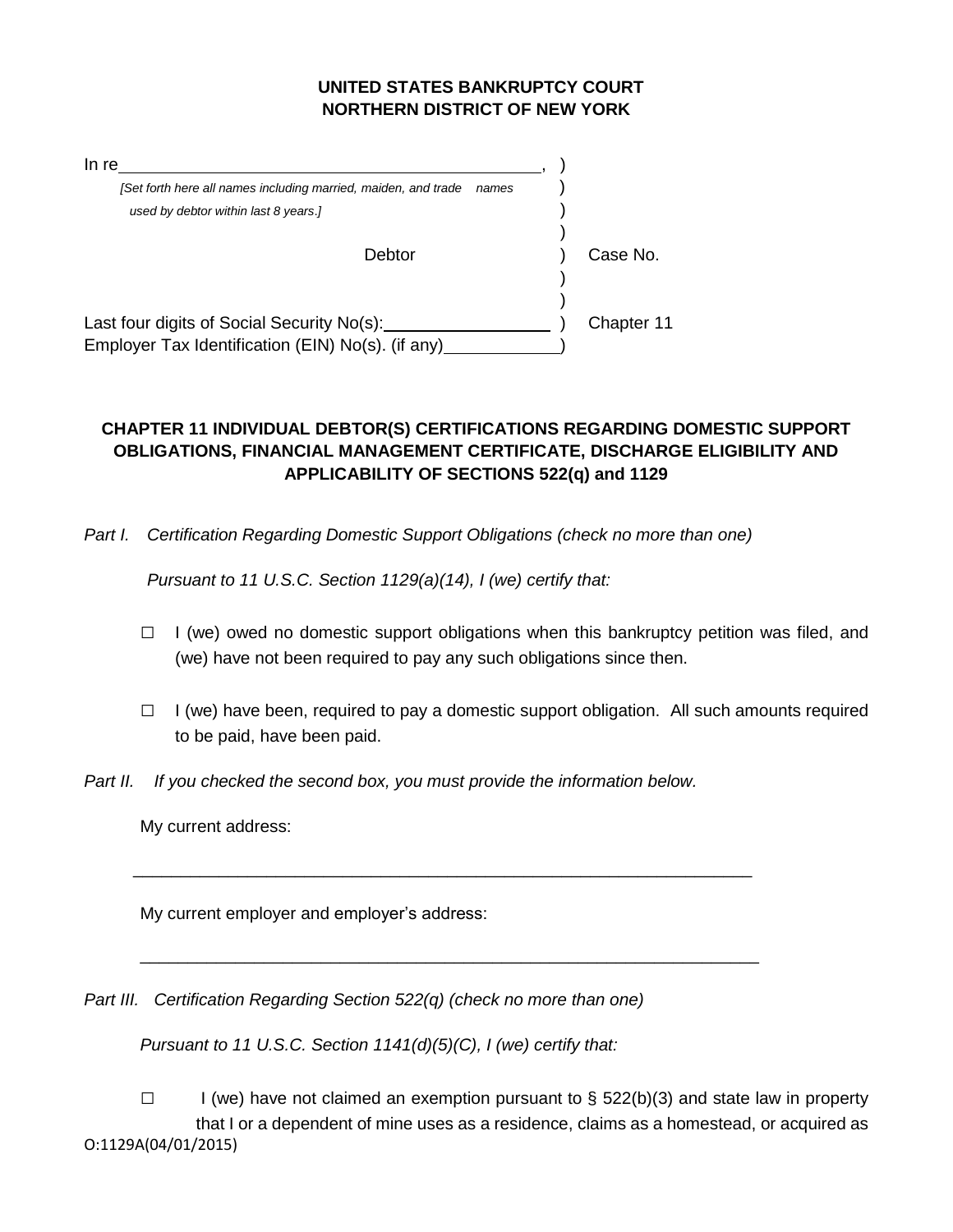**UNITED STATES BANKRUPTCY COURT**
**NORTHERN DISTRICT OF NEW YORK**

In re\_\_\_\_\_\_\_\_\_\_\_\_\_\_\_\_\_\_\_\_\_\_\_\_\_\_\_\_\_\_\_\_\_\_\_\_\_\_\_\_\_\_\_\_\_\_\_\_,
*[Set forth here all names including married, maiden, and trade names used by debtor within last 8 years.]*

Debtor — Case No.

Last four digits of Social Security No(s):\_\_\_\_\_\_\_\_\_\_\_\_\_\_\_\_\_\_\_\_ — Chapter 11
Employer Tax Identification (EIN) No(s). (if any)\_\_\_\_\_\_\_\_\_\_\_\_\_\_

**CHAPTER 11 INDIVIDUAL DEBTOR(S) CERTIFICATIONS REGARDING DOMESTIC SUPPORT OBLIGATIONS, FINANCIAL MANAGEMENT CERTIFICATE, DISCHARGE ELIGIBILITY AND APPLICABILITY OF SECTIONS 522(q) and 1129**

*Part I. Certification Regarding Domestic Support Obligations (check no more than one)*

*Pursuant to 11 U.S.C. Section 1129(a)(14), I (we) certify that:*

- ☐ I (we) owed no domestic support obligations when this bankruptcy petition was filed, and (we) have not been required to pay any such obligations since then.

- ☐ I (we) have been, required to pay a domestic support obligation. All such amounts required to be paid, have been paid.

*Part II. If you checked the second box, you must provide the information below.*

My current address:

\_\_\_\_\_\_\_\_\_\_\_\_\_\_\_\_\_\_\_\_\_\_\_\_\_\_\_\_\_\_\_\_\_\_\_\_\_\_\_\_\_\_\_\_\_\_\_\_\_\_\_\_\_\_\_\_\_\_\_\_\_\_\_\_

My current employer and employer's address:

\_\_\_\_\_\_\_\_\_\_\_\_\_\_\_\_\_\_\_\_\_\_\_\_\_\_\_\_\_\_\_\_\_\_\_\_\_\_\_\_\_\_\_\_\_\_\_\_\_\_\_\_\_\_\_\_\_\_\_\_\_\_\_\_

*Part III. Certification Regarding Section 522(q) (check no more than one)*

*Pursuant to 11 U.S.C. Section 1141(d)(5)(C), I (we) certify that:*

- ☐ I (we) have not claimed an exemption pursuant to § 522(b)(3) and state law in property that I or a dependent of mine uses as a residence, claims as a homestead, or acquired as

O:1129A(04/01/2015)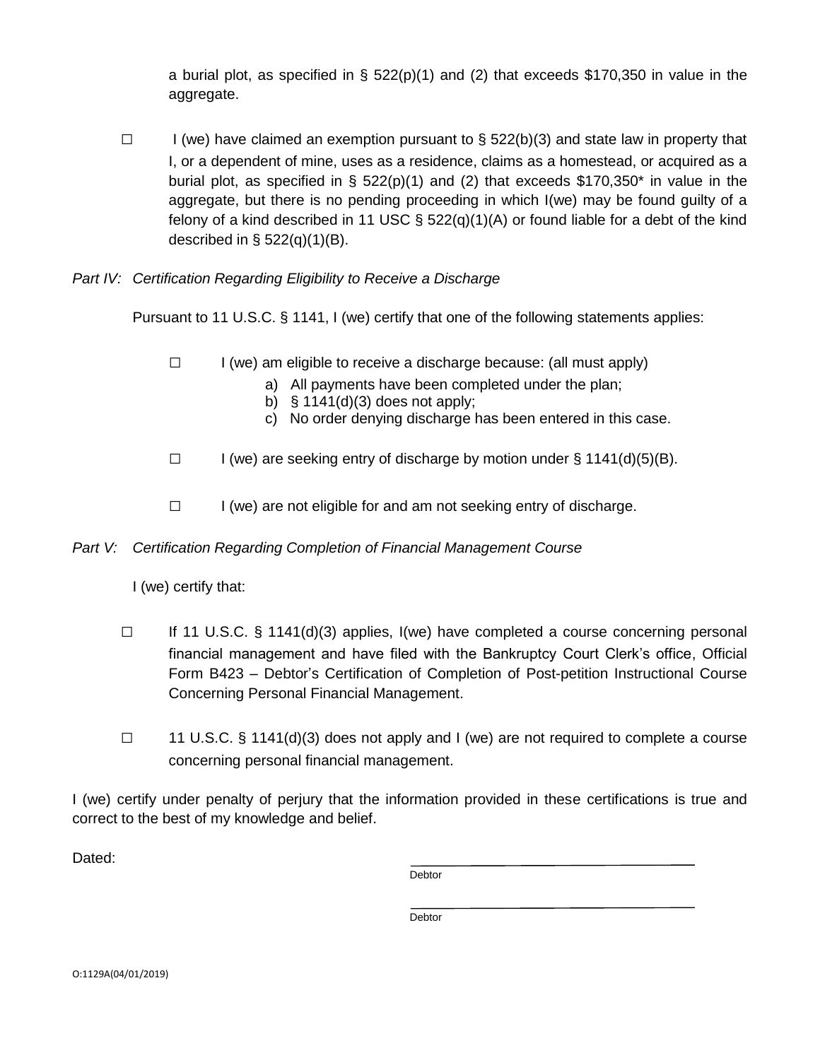a burial plot, as specified in § 522(p)(1) and (2) that exceeds $170,350 in value in the aggregate.

☐ I (we) have claimed an exemption pursuant to § 522(b)(3) and state law in property that I, or a dependent of mine, uses as a residence, claims as a homestead, or acquired as a burial plot, as specified in § 522(p)(1) and (2) that exceeds $170,350* in value in the aggregate, but there is no pending proceeding in which I(we) may be found guilty of a felony of a kind described in 11 USC § 522(q)(1)(A) or found liable for a debt of the kind described in § 522(q)(1)(B).

*Part IV: Certification Regarding Eligibility to Receive a Discharge*

Pursuant to 11 U.S.C. § 1141, I (we) certify that one of the following statements applies:

☐ I (we) am eligible to receive a discharge because: (all must apply)

a) All payments have been completed under the plan;
b) § 1141(d)(3) does not apply;
c) No order denying discharge has been entered in this case.

☐ I (we) are seeking entry of discharge by motion under § 1141(d)(5)(B).

☐ I (we) are not eligible for and am not seeking entry of discharge.

*Part V: Certification Regarding Completion of Financial Management Course*

I (we) certify that:

☐ If 11 U.S.C. § 1141(d)(3) applies, I(we) have completed a course concerning personal financial management and have filed with the Bankruptcy Court Clerk's office, Official Form B423 – Debtor's Certification of Completion of Post-petition Instructional Course Concerning Personal Financial Management.

☐ 11 U.S.C. § 1141(d)(3) does not apply and I (we) are not required to complete a course concerning personal financial management.

I (we) certify under penalty of perjury that the information provided in these certifications is true and correct to the best of my knowledge and belief.

Dated:

\_\_\_\_\_\_\_\_\_\_\_\_\_\_\_\_\_\_\_\_\_\_\_\_\_\_\_\_\_\_\_\_
Debtor

\_\_\_\_\_\_\_\_\_\_\_\_\_\_\_\_\_\_\_\_\_\_\_\_\_\_\_\_\_\_\_\_
Debtor

O:1129A(04/01/2019)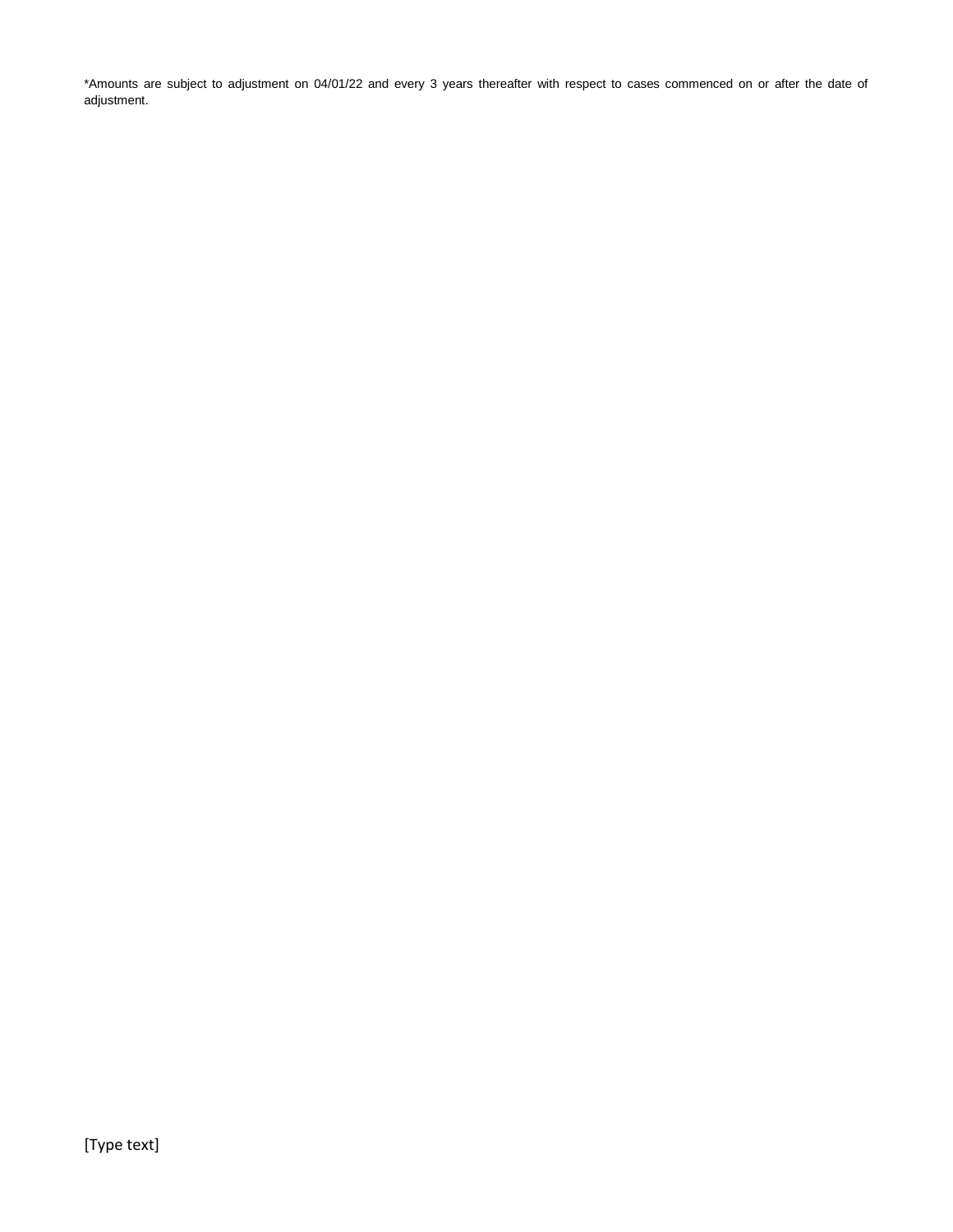*Amounts are subject to adjustment on 04/01/22 and every 3 years thereafter with respect to cases commenced on or after the date of adjustment.

[Type text]